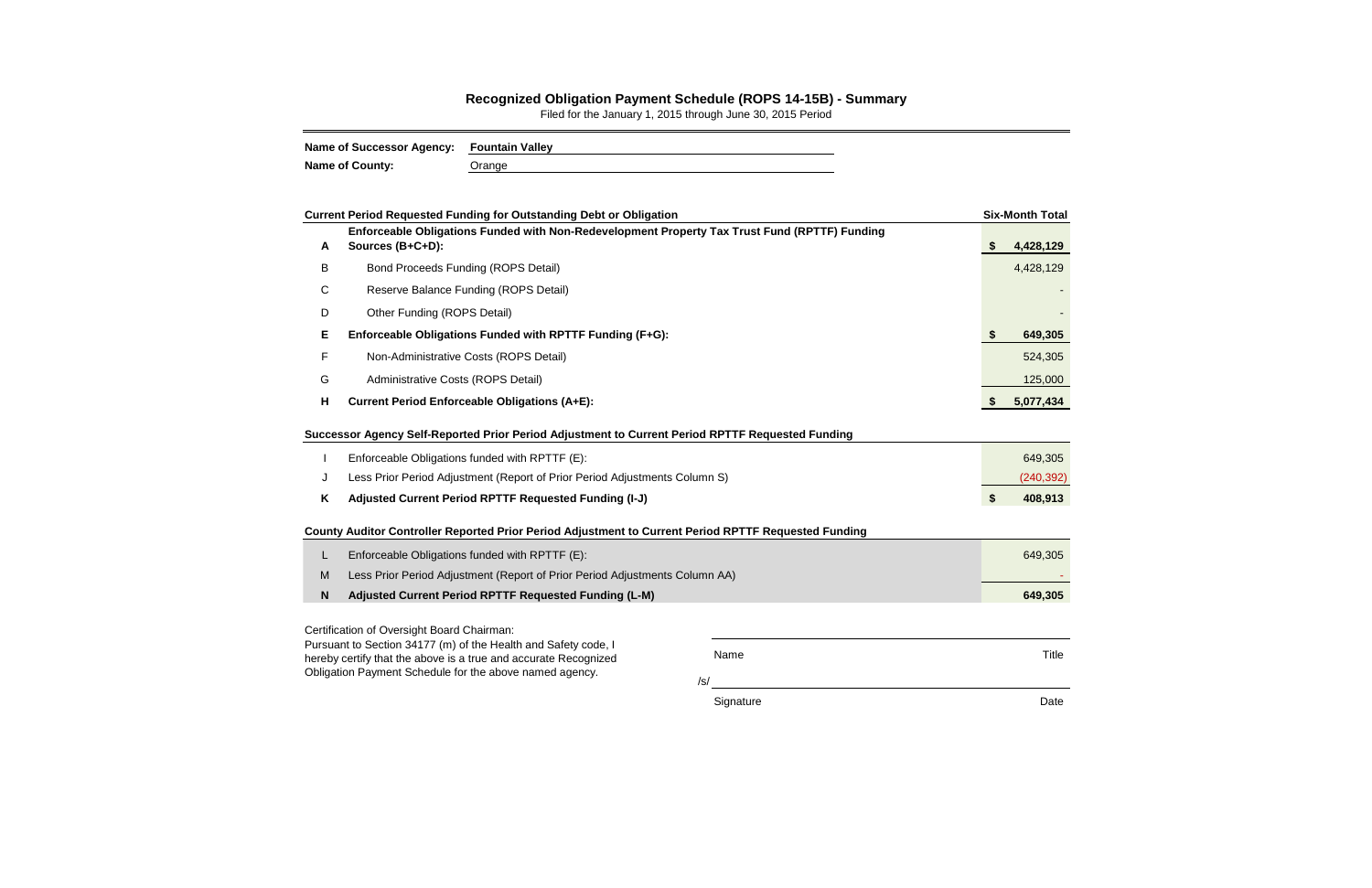# Recognized Obligation Payment Schedule (ROPS 14-15B) - Summary

Filed for the January 1, 2015 through June 30, 2015 Period

**Name of Successor Agency:** **Fountain Valley**

**Name of County:** Orange

| | **Current Period Requested Funding for Outstanding Debt or Obligation** | **Six-Month Total** |
|---|---|---|
| **A** | **Enforceable Obligations Funded with Non-Redevelopment Property Tax Trust Fund (RPTTF) Funding Sources (B+C+D):** | **$ 4,428,129** |
| B | Bond Proceeds Funding (ROPS Detail) | 4,428,129 |
| C | Reserve Balance Funding (ROPS Detail) | - |
| D | Other Funding (ROPS Detail) | - |
| **E** | **Enforceable Obligations Funded with RPTTF Funding (F+G):** | **$ 649,305** |
| F | Non-Administrative Costs (ROPS Detail) | 524,305 |
| G | Administrative Costs (ROPS Detail) | 125,000 |
| **H** | **Current Period Enforceable Obligations (A+E):** | **$ 5,077,434** |

| | **Successor Agency Self-Reported Prior Period Adjustment to Current Period RPTTF Requested Funding** | |
|---|---|---|
| I | Enforceable Obligations funded with RPTTF (E): | 649,305 |
| J | Less Prior Period Adjustment (Report of Prior Period Adjustments Column S) | (240,392) |
| **K** | **Adjusted Current Period RPTTF Requested Funding (I-J)** | **$ 408,913** |

| | **County Auditor Controller Reported Prior Period Adjustment to Current Period RPTTF Requested Funding** | |
|---|---|---|
| L | Enforceable Obligations funded with RPTTF (E): | 649,305 |
| M | Less Prior Period Adjustment (Report of Prior Period Adjustments Column AA) | - |
| **N** | **Adjusted Current Period RPTTF Requested Funding (L-M)** | **649,305** |

Certification of Oversight Board Chairman:
Pursuant to Section 34177 (m) of the Health and Safety code, I hereby certify that the above is a true and accurate Recognized Obligation Payment Schedule for the above named agency.

Name ______________________ Title

/s/ ______________________

Signature ______________________ Date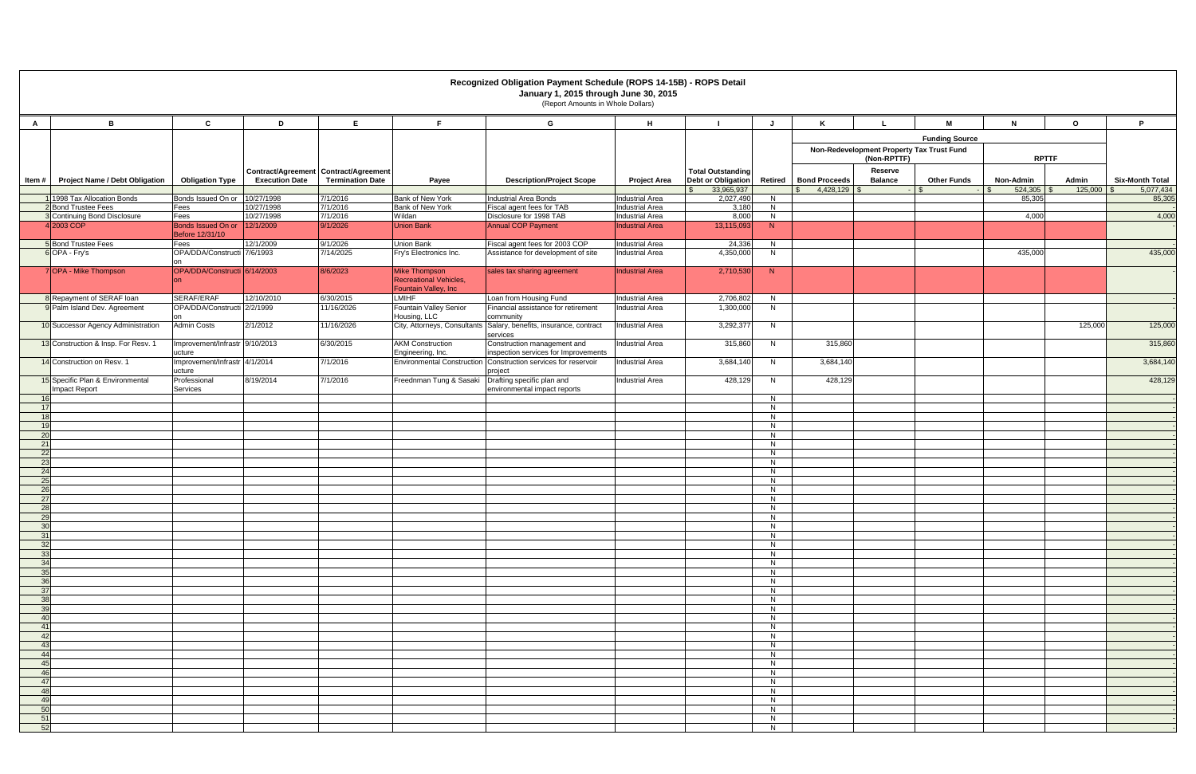# Recognized Obligation Payment Schedule (ROPS 14-15B) - ROPS Detail

**January 1, 2015 through June 30, 2015**

(Report Amounts in Whole Dollars)

| A | B | C | D | E | F | G | H | I | J | K | L | M | N | O | P |
|---|---|---|---|---|---|---|---|---|---|---|---|---|---|---|---|
| | | | | | | | | | | Funding Source | | | | | |
| | | | | | | | | | | Non-Redevelopment Property Tax Trust Fund (Non-RPTTF) | | | RPTTF | | |
| Item # | Project Name / Debt Obligation | Obligation Type | Contract/Agreement Execution Date | Contract/Agreement Termination Date | Payee | Description/Project Scope | Project Area | Total Outstanding Debt or Obligation | Retired | Bond Proceeds | Reserve Balance | Other Funds | Non-Admin | Admin | Six-Month Total |
| | | | | | | | | $ 33,965,937 | | $ 4,428,129 | $ - | $ - | $ 524,305 | $ 125,000 | $ 5,077,434 |
| 1 | 1998 Tax Allocation Bonds | Bonds Issued On or | 10/27/1998 | 7/1/2016 | Bank of New York | Industrial Area Bonds | Industrial Area | 2,027,490 | N | | | | 85,305 | | 85,305 |
| 2 | Bond Trustee Fees | Fees | 10/27/1998 | 7/1/2016 | Bank of New York | Fiscal agent fees for TAB | Industrial Area | 3,180 | N | | | | | | - |
| 3 | Continuing Bond Disclosure | Fees | 10/27/1998 | 7/1/2016 | Wildan | Disclosure for 1998 TAB | Industrial Area | 8,000 | N | | | | 4,000 | | 4,000 |
| 4 | 2003 COP | Bonds Issued On or Before 12/31/10 | 12/1/2009 | 9/1/2026 | Union Bank | Annual COP Payment | Industrial Area | 13,115,093 | N | | | | | | - |
| 5 | Bond Trustee Fees | Fees | 12/1/2009 | 9/1/2026 | Union Bank | Fiscal agent fees for 2003 COP | Industrial Area | 24,336 | N | | | | | | - |
| 6 | OPA - Fry's | OPA/DDA/Construction | 7/6/1993 | 7/14/2025 | Fry's Electronics Inc. | Assistance for development of site | Industrial Area | 4,350,000 | N | | | | 435,000 | | 435,000 |
| 7 | OPA - Mike Thompson | OPA/DDA/Construction | 6/14/2003 | 8/6/2023 | Mike Thompson Recreational Vehicles, Fountain Valley, Inc | sales tax sharing agreement | Industrial Area | 2,710,530 | N | | | | | | - |
| 8 | Repayment of SERAF loan | SERAF/ERAF | 12/10/2010 | 6/30/2015 | LMIHF | Loan from Housing Fund | Industrial Area | 2,706,802 | N | | | | | | - |
| 9 | Palm Island Dev. Agreement | OPA/DDA/Construction | 2/2/1999 | 11/16/2026 | Fountain Valley Senior Housing, LLC | Financial assistance for retirement community | Industrial Area | 1,300,000 | N | | | | | | - |
| 10 | Successor Agency Administration | Admin Costs | 2/1/2012 | 11/16/2026 | City, Attorneys, Consultants | Salary, benefits, insurance, contract services | Industrial Area | 3,292,377 | N | | | | | 125,000 | 125,000 |
| 13 | Construction & Insp. For Resv. 1 | Improvement/Infrastructure | 9/10/2013 | 6/30/2015 | AKM Construction Engineering, Inc. | Construction management and inspection services for Improvements | Industrial Area | 315,860 | N | 315,860 | | | | | 315,860 |
| 14 | Construction on Resv. 1 | Improvement/Infrastructure | 4/1/2014 | 7/1/2016 | Environmental Construction | Construction services for reservoir project | Industrial Area | 3,684,140 | N | 3,684,140 | | | | | 3,684,140 |
| 15 | Specific Plan & Environmental Impact Report | Professional Services | 8/19/2014 | 7/1/2016 | Freednman Tung & Sasaki | Drafting specific plan and environmental impact reports | Industrial Area | 428,129 | N | 428,129 | | | | | 428,129 |
| 16 | | | | | | | | | N | | | | | | - |
| 17 | | | | | | | | | N | | | | | | - |
| 18 | | | | | | | | | N | | | | | | - |
| 19 | | | | | | | | | N | | | | | | - |
| 20 | | | | | | | | | N | | | | | | - |
| 21 | | | | | | | | | N | | | | | | - |
| 22 | | | | | | | | | N | | | | | | - |
| 23 | | | | | | | | | N | | | | | | - |
| 24 | | | | | | | | | N | | | | | | - |
| 25 | | | | | | | | | N | | | | | | - |
| 26 | | | | | | | | | N | | | | | | - |
| 27 | | | | | | | | | N | | | | | | - |
| 28 | | | | | | | | | N | | | | | | - |
| 29 | | | | | | | | | N | | | | | | - |
| 30 | | | | | | | | | N | | | | | | - |
| 31 | | | | | | | | | N | | | | | | - |
| 32 | | | | | | | | | N | | | | | | - |
| 33 | | | | | | | | | N | | | | | | - |
| 34 | | | | | | | | | N | | | | | | - |
| 35 | | | | | | | | | N | | | | | | - |
| 36 | | | | | | | | | N | | | | | | - |
| 37 | | | | | | | | | N | | | | | | - |
| 38 | | | | | | | | | N | | | | | | - |
| 39 | | | | | | | | | N | | | | | | - |
| 40 | | | | | | | | | N | | | | | | - |
| 41 | | | | | | | | | N | | | | | | - |
| 42 | | | | | | | | | N | | | | | | - |
| 43 | | | | | | | | | N | | | | | | - |
| 44 | | | | | | | | | N | | | | | | - |
| 45 | | | | | | | | | N | | | | | | - |
| 46 | | | | | | | | | N | | | | | | - |
| 47 | | | | | | | | | N | | | | | | - |
| 48 | | | | | | | | | N | | | | | | - |
| 49 | | | | | | | | | N | | | | | | - |
| 50 | | | | | | | | | N | | | | | | - |
| 51 | | | | | | | | | N | | | | | | - |
| 52 | | | | | | | | | N | | | | | | - |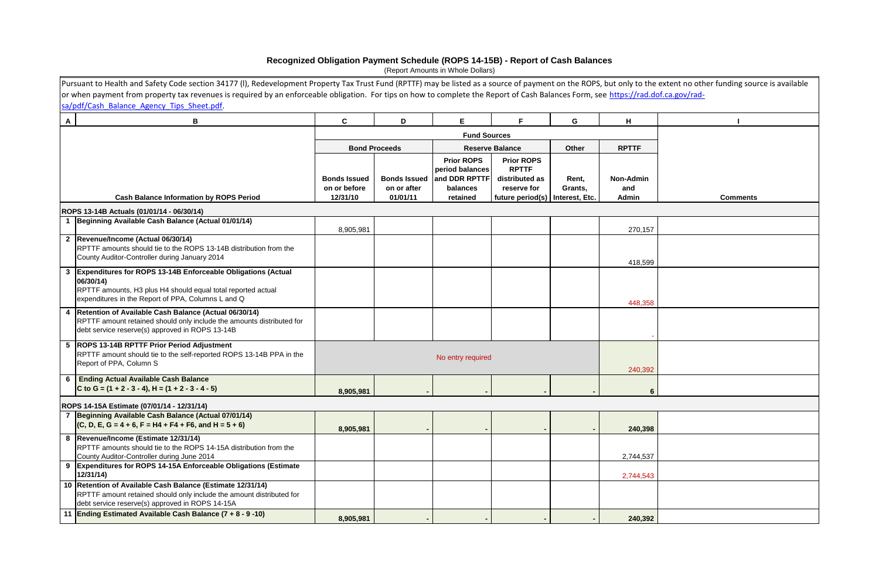# Recognized Obligation Payment Schedule (ROPS 14-15B) - Report of Cash Balances

(Report Amounts in Whole Dollars)

Pursuant to Health and Safety Code section 34177 (l), Redevelopment Property Tax Trust Fund (RPTTF) may be listed as a source of payment on the ROPS, but only to the extent no other funding source is available or when payment from property tax revenues is required by an enforceable obligation. For tips on how to complete the Report of Cash Balances Form, see https://rad.dof.ca.gov/rad-sa/pdf/Cash_Balance_Agency_Tips_Sheet.pdf.

| A | B | C | D | E | F | G | H | I |
|---|---|---|---|---|---|---|---|---|
| | | **Fund Sources** | | | | | | |
| | | **Bond Proceeds** | | **Reserve Balance** | | **Other** | **RPTTF** | |
| | **Cash Balance Information by ROPS Period** | **Bonds Issued on or before 12/31/10** | **Bonds Issued on or after 01/01/11** | **Prior ROPS period balances and DDR RPTTF balances retained** | **Prior ROPS RPTTF distributed as reserve for future period(s)** | **Rent, Grants, Interest, Etc.** | **Non-Admin and Admin** | **Comments** |
| | **ROPS 13-14B Actuals (01/01/14 - 06/30/14)** | | | | | | | |
| 1 | **Beginning Available Cash Balance (Actual 01/01/14)** | 8,905,981 | | | | | 270,157 | |
| 2 | **Revenue/Income (Actual 06/30/14)** RPTTF amounts should tie to the ROPS 13-14B distribution from the County Auditor-Controller during January 2014 | | | | | | 418,599 | |
| 3 | **Expenditures for ROPS 13-14B Enforceable Obligations (Actual 06/30/14)** RPTTF amounts, H3 plus H4 should equal total reported actual expenditures in the Report of PPA, Columns L and Q | | | | | | 448,358 | |
| 4 | **Retention of Available Cash Balance (Actual 06/30/14)** RPTTF amount retained should only include the amounts distributed for debt service reserve(s) approved in ROPS 13-14B | | | | | | - | |
| 5 | **ROPS 13-14B RPTTF Prior Period Adjustment** RPTTF amount should tie to the self-reported ROPS 13-14B PPA in the Report of PPA, Column S | No entry required | | | | | 240,392 | |
| 6 | **Ending Actual Available Cash Balance C to G = (1 + 2 - 3 - 4), H = (1 + 2 - 3 - 4 - 5)** | **8,905,981** | **-** | **-** | **-** | **-** | **6** | |
| | **ROPS 14-15A Estimate (07/01/14 - 12/31/14)** | | | | | | | |
| 7 | **Beginning Available Cash Balance (Actual 07/01/14) (C, D, E, G = 4 + 6, F = H4 + F4 + F6, and H = 5 + 6)** | **8,905,981** | **-** | **-** | **-** | **-** | **240,398** | |
| 8 | **Revenue/Income (Estimate 12/31/14)** RPTTF amounts should tie to the ROPS 14-15A distribution from the County Auditor-Controller during June 2014 | | | | | | 2,744,537 | |
| 9 | **Expenditures for ROPS 14-15A Enforceable Obligations (Estimate 12/31/14)** | | | | | | 2,744,543 | |
| 10 | **Retention of Available Cash Balance (Estimate 12/31/14)** RPTTF amount retained should only include the amount distributed for debt service reserve(s) approved in ROPS 14-15A | | | | | | | |
| 11 | **Ending Estimated Available Cash Balance (7 + 8 - 9 -10)** | **8,905,981** | **-** | **-** | **-** | **-** | **240,392** | |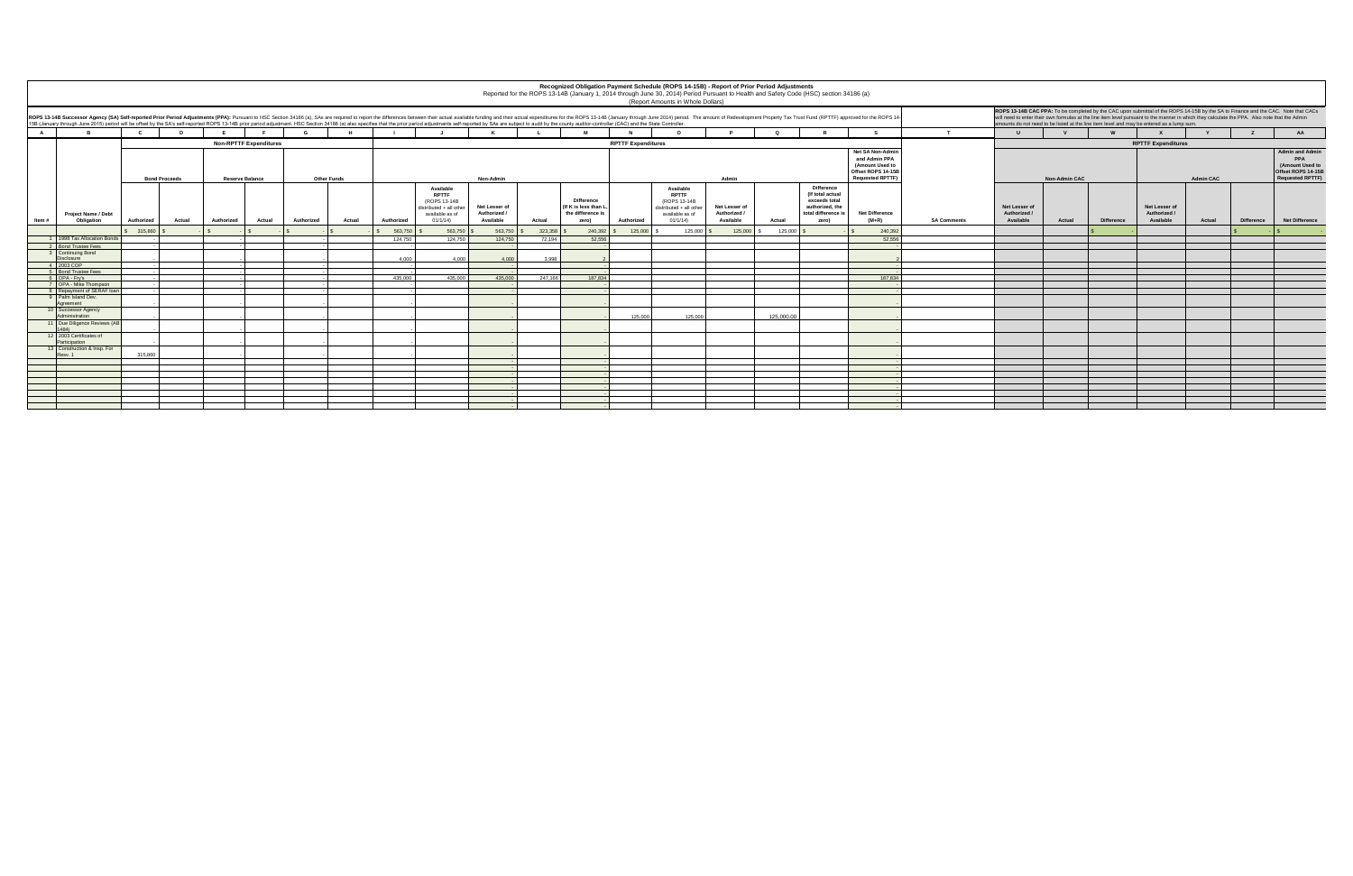# Recognized Obligation Payment Schedule (ROPS 14-15B) - Report of Prior Period Adjustments

Reported for the ROPS 13-14B (January 1, 2014 through June 30, 2014) Period Pursuant to Health and Safety Code (HSC) section 34186 (a)

(Report Amounts in Whole Dollars)

**ROPS 13-14B Successor Agency (SA) Self-reported Prior Period Adjustments (PPA):** Pursuant to HSC Section 34186 (a), SAs are required to report the differences between their actual available funding and their actual expenditures for the ROPS 13-14B (January through June 2014) period. The amount of Redevelopment Property Tax Trust Fund (RPTTF) approved for the ROPS 14-15B (January through June 2015) period will be offset by the SA's self-reported ROPS 13-14B prior period adjustment. HSC Section 34186 (a) also specifies that the prior period adjustments self-reported by SAs are subject to audit by the county auditor-controller (CAC) and the State Controller.

**ROPS 13-14B CAC PPA:** To be completed by the CAC upon submittal of the ROPS 14-15B by the SA to Finance and the CAC. Note that CACs will need to enter their own formulas at the line item level pursuant to the manner in which they calculate the PPA. Also note that the Admin amounts do not need to be listed at the line item level and may be entered as a lump sum.

| A | B | C | D | E | F | G | H | I | J | K | L | M | N | O | P | Q | R | S | T | U | V | W | X | Y | Z | AA |
|---|---|---|---|---|---|---|---|---|---|---|---|---|---|---|---|---|---|---|---|---|---|---|---|---|---|---|
| | | Non-RPTTF Expenditures | | | | | | RPTTF Expenditures | | | | | | | | | | | | RPTTF Expenditures | | | | | | |
| | | Bond Proceeds | | Reserve Balance | | Other Funds | | Non-Admin | | | | | Admin | | | | | Net SA Non-Admin and Admin PPA (Amount Used to Offset ROPS 14-15B Requested RPTTF) | | Non-Admin CAC | | | Admin CAC | | | Admin and Admin PPA (Amount Used to Offset ROPS 14-15B Requested RPTTF) |
| Item # | Project Name / Debt Obligation | Authorized | Actual | Authorized | Actual | Authorized | Actual | Authorized | Available RPTTF (ROPS 13-14B distributed + all other available as of 01/1/14) | Net Lesser of Authorized / Available | Actual | Difference (If K is less than L, the difference is zero) | Authorized | Available RPTTF (ROPS 13-14B distributed + all other available as of 01/1/14) | Net Lesser of Authorized / Available | Actual | Difference (If total actual exceeds total authorized, the total difference is zero) | Net Difference (M+R) | SA Comments | Net Lesser of Authorized / Available | Actual | Difference | Net Lesser of Authorized / Available | Actual | Difference | Net Difference |
| | | $ 315,860 | $ - | $ - | $ - | $ - | $ - | $ 563,750 | $ 563,750 | $ 563,750 | $ 323,358 | $ 240,392 | $ 125,000 | $ 125,000 | $ 125,000 | $ 125,000 | $ - | $ 240,392 | | | | $ - | | | $ - | $ - |
| 1 | 1998 Tax Allocation Bonds | - | | - | | - | | 124,750 | 124,750 | 124,750 | 72,194 | 52,556 | | | | | | 52,556 | | | | | | | | |
| 2 | Bond Trustee Fees | - | | - | | - | | - | | - | | - | | | | | | - | | | | | | | | |
| 3 | Continuing Bond Disclosure | - | | - | | - | | 4,000 | 4,000 | 4,000 | 3,998 | 2 | | | | | | 2 | | | | | | | | |
| 4 | 2003 COP | - | | - | | - | | - | | - | | - | | | | | | - | | | | | | | | |
| 5 | Bond Trustee Fees | - | | - | | - | | - | | - | | - | | | | | | - | | | | | | | | |
| 6 | OPA - Fry's | - | | - | | - | | 435,000 | 435,000 | 435,000 | 247,166 | 187,834 | | | | | | 187,834 | | | | | | | | |
| 7 | OPA - Mike Thompson | - | | - | | - | | - | | - | | - | | | | | | - | | | | | | | | |
| 8 | Repayment of SERAF loan | - | | - | | - | | - | | - | | - | | | | | | - | | | | | | | | |
| 9 | Palm Island Dev. Agreement | - | | - | | - | | - | | - | | - | | | | | | - | | | | | | | | |
| 10 | Successor Agency Administration | - | | - | | - | | - | | - | | - | 125,000 | 125,000 | | 125,000.00 | | - | | | | | | | | |
| 11 | Due Diligence Reviews (AB 1484) | - | | - | | - | | - | | - | | - | | | | | | - | | | | | | | | |
| 12 | 2003 Certificates of Participation | - | | - | | - | | - | | - | | - | | | | | | - | | | | | | | | |
| 13 | Construction & Insp. For Rev. 1 | 315,860 | | - | | - | | - | | - | | - | | | | | | - | | | | | | | | |